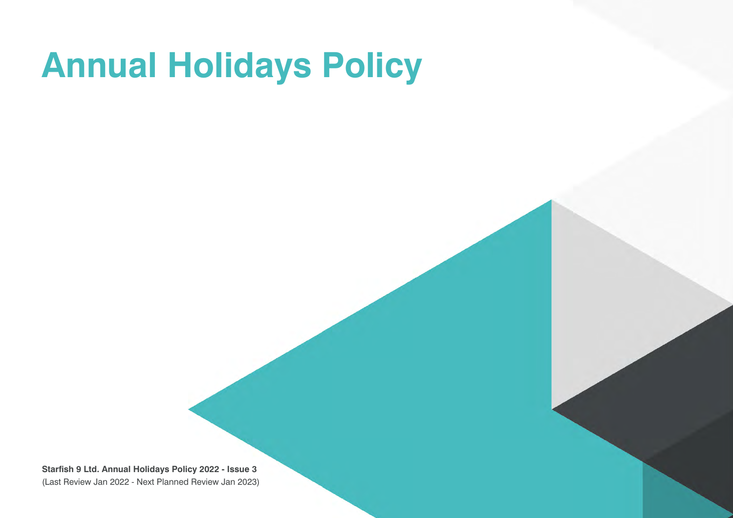# Annual Holidays Policy

**Starfish 9 Ltd. Annual Holidays Policy 2022 - Issue 3**
(Last Review Jan 2022 - Next Planned Review Jan 2023)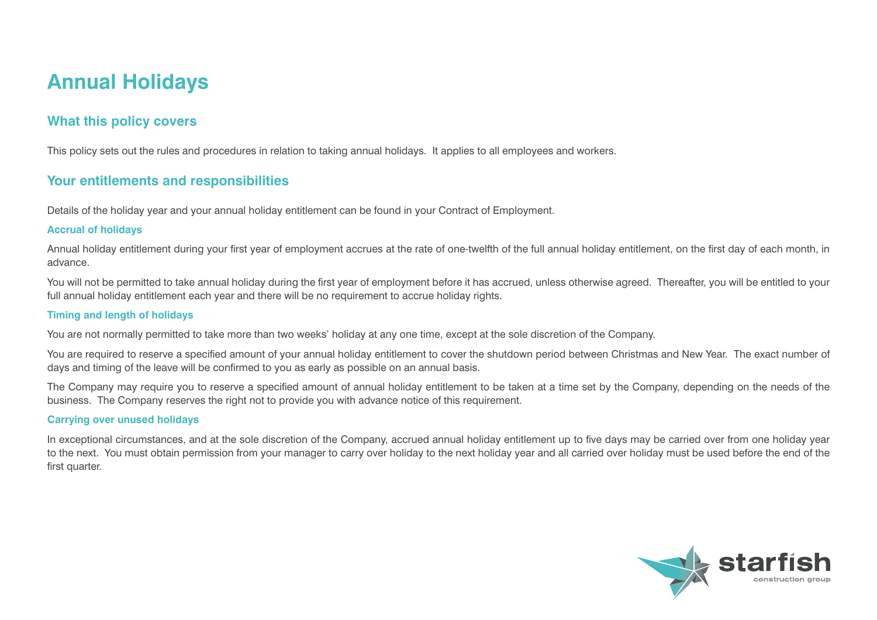# Annual Holidays

## What this policy covers

This policy sets out the rules and procedures in relation to taking annual holidays. It applies to all employees and workers.

## Your entitlements and responsibilities

Details of the holiday year and your annual holiday entitlement can be found in your Contract of Employment.

### Accrual of holidays

Annual holiday entitlement during your first year of employment accrues at the rate of one-twelfth of the full annual holiday entitlement, on the first day of each month, in advance.

You will not be permitted to take annual holiday during the first year of employment before it has accrued, unless otherwise agreed. Thereafter, you will be entitled to your full annual holiday entitlement each year and there will be no requirement to accrue holiday rights.

### Timing and length of holidays

You are not normally permitted to take more than two weeks' holiday at any one time, except at the sole discretion of the Company.

You are required to reserve a specified amount of your annual holiday entitlement to cover the shutdown period between Christmas and New Year. The exact number of days and timing of the leave will be confirmed to you as early as possible on an annual basis.

The Company may require you to reserve a specified amount of annual holiday entitlement to be taken at a time set by the Company, depending on the needs of the business. The Company reserves the right not to provide you with advance notice of this requirement.

### Carrying over unused holidays

In exceptional circumstances, and at the sole discretion of the Company, accrued annual holiday entitlement up to five days may be carried over from one holiday year to the next. You must obtain permission from your manager to carry over holiday to the next holiday year and all carried over holiday must be used before the end of the first quarter.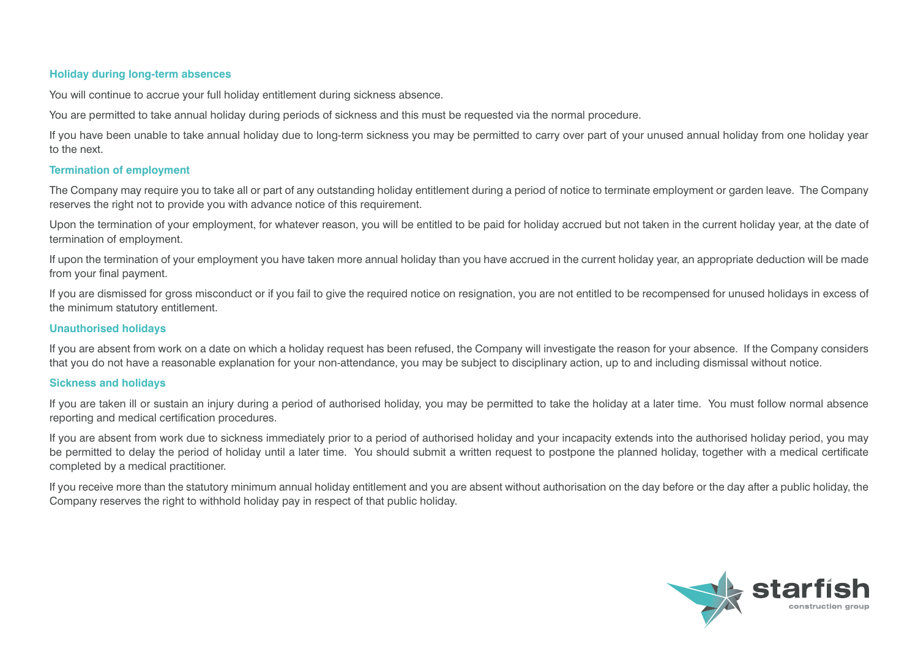### Holiday during long-term absences

You will continue to accrue your full holiday entitlement during sickness absence.

You are permitted to take annual holiday during periods of sickness and this must be requested via the normal procedure.

If you have been unable to take annual holiday due to long-term sickness you may be permitted to carry over part of your unused annual holiday from one holiday year to the next.

### Termination of employment

The Company may require you to take all or part of any outstanding holiday entitlement during a period of notice to terminate employment or garden leave. The Company reserves the right not to provide you with advance notice of this requirement.

Upon the termination of your employment, for whatever reason, you will be entitled to be paid for holiday accrued but not taken in the current holiday year, at the date of termination of employment.

If upon the termination of your employment you have taken more annual holiday than you have accrued in the current holiday year, an appropriate deduction will be made from your final payment.

If you are dismissed for gross misconduct or if you fail to give the required notice on resignation, you are not entitled to be recompensed for unused holidays in excess of the minimum statutory entitlement.

### Unauthorised holidays

If you are absent from work on a date on which a holiday request has been refused, the Company will investigate the reason for your absence. If the Company considers that you do not have a reasonable explanation for your non-attendance, you may be subject to disciplinary action, up to and including dismissal without notice.

### Sickness and holidays

If you are taken ill or sustain an injury during a period of authorised holiday, you may be permitted to take the holiday at a later time. You must follow normal absence reporting and medical certification procedures.

If you are absent from work due to sickness immediately prior to a period of authorised holiday and your incapacity extends into the authorised holiday period, you may be permitted to delay the period of holiday until a later time. You should submit a written request to postpone the planned holiday, together with a medical certificate completed by a medical practitioner.

If you receive more than the statutory minimum annual holiday entitlement and you are absent without authorisation on the day before or the day after a public holiday, the Company reserves the right to withhold holiday pay in respect of that public holiday.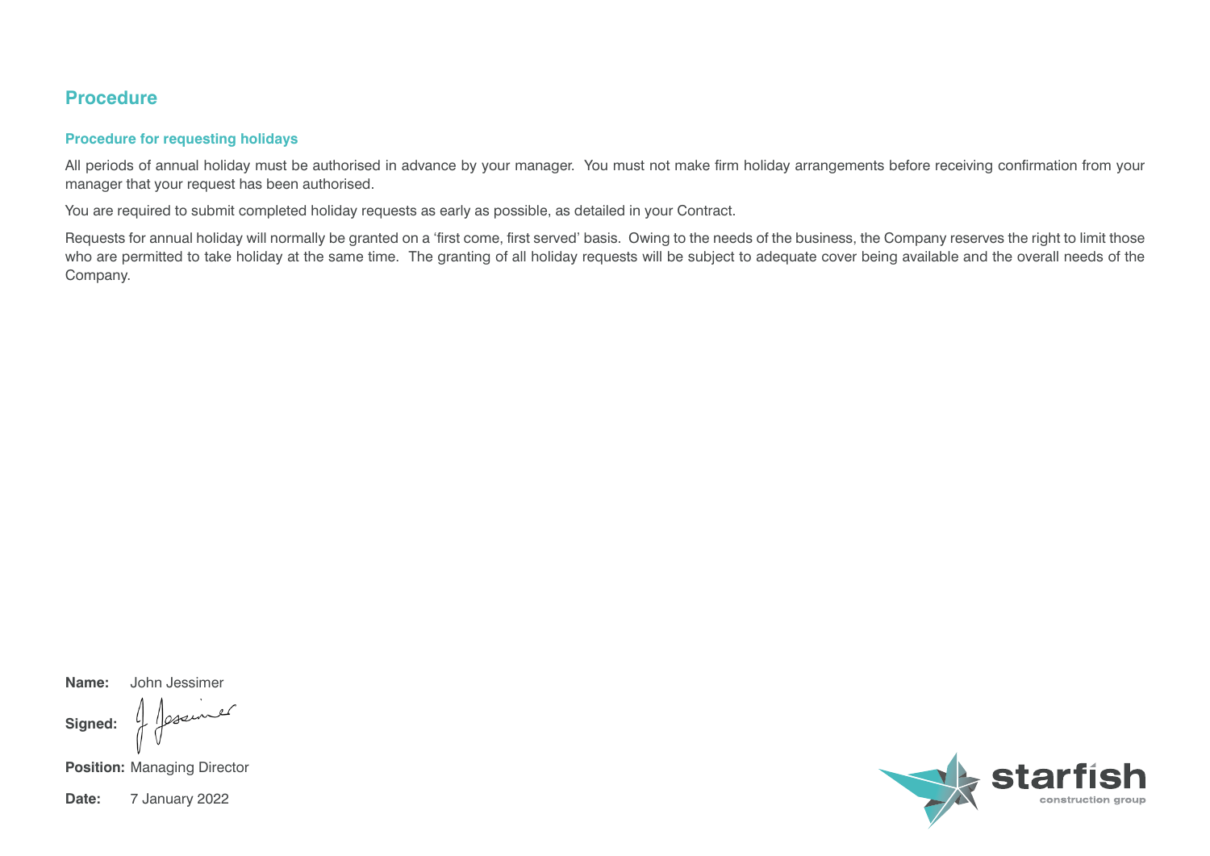## Procedure

### Procedure for requesting holidays

All periods of annual holiday must be authorised in advance by your manager. You must not make firm holiday arrangements before receiving confirmation from your manager that your request has been authorised.

You are required to submit completed holiday requests as early as possible, as detailed in your Contract.

Requests for annual holiday will normally be granted on a 'first come, first served' basis. Owing to the needs of the business, the Company reserves the right to limit those who are permitted to take holiday at the same time. The granting of all holiday requests will be subject to adequate cover being available and the overall needs of the Company.

**Name:** John Jessimer

**Signed:** J Jessimer

**Position:** Managing Director

**Date:** 7 January 2022

starfish construction group